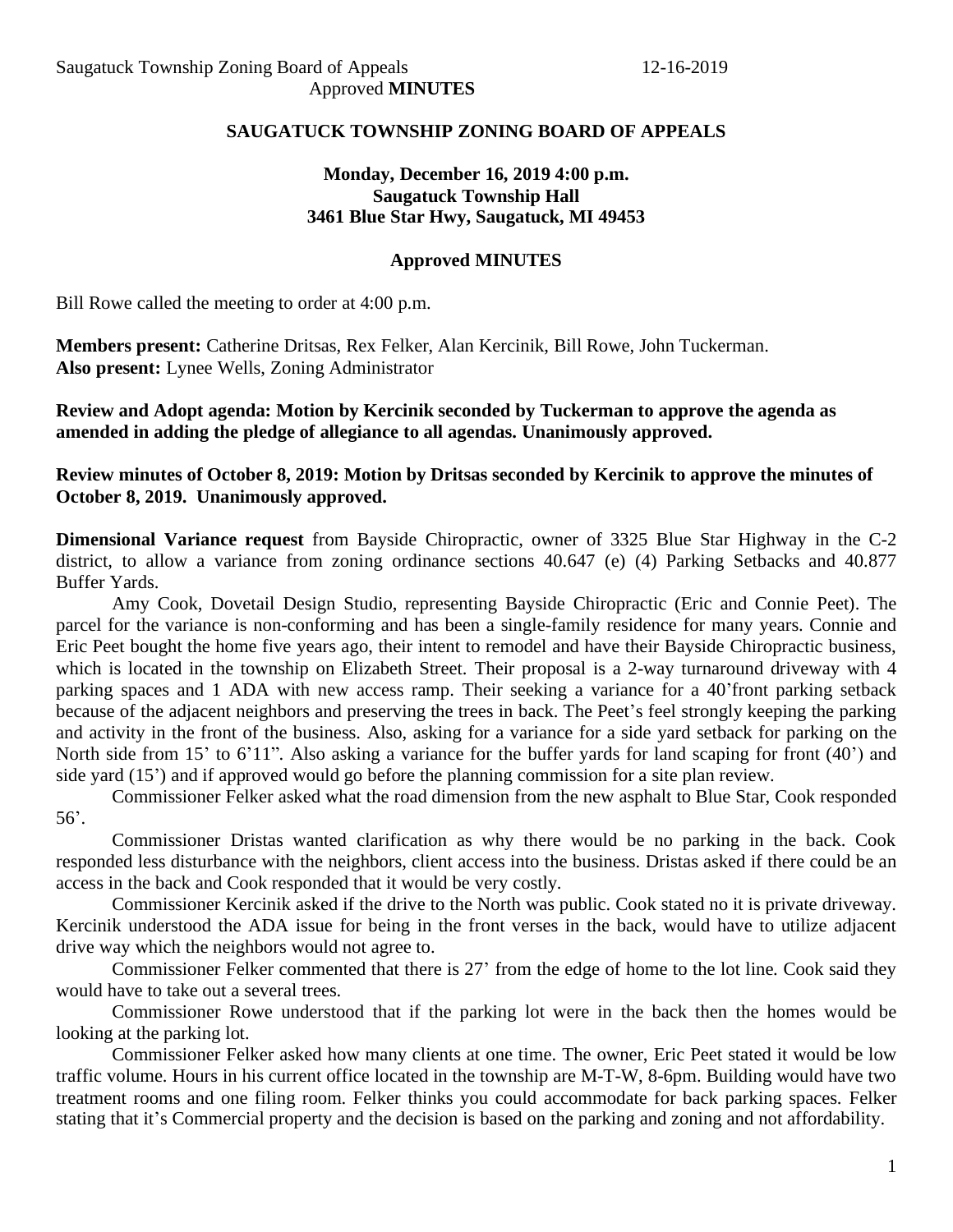## SAUGATUCK TOWNSHIP ZONING BOARD OF APPEALS

**Monday, December 16, 2019 4:00 p.m.**
**Saugatuck Township Hall**
**3461 Blue Star Hwy, Saugatuck, MI 49453**

**Approved MINUTES**

Bill Rowe called the meeting to order at 4:00 p.m.

**Members present:** Catherine Dritsas, Rex Felker, Alan Kercinik, Bill Rowe, John Tuckerman.
**Also present:** Lynee Wells, Zoning Administrator

**Review and Adopt agenda: Motion by Kercinik seconded by Tuckerman to approve the agenda as amended in adding the pledge of allegiance to all agendas. Unanimously approved.**

**Review minutes of October 8, 2019: Motion by Dritsas seconded by Kercinik to approve the minutes of October 8, 2019. Unanimously approved.**

**Dimensional Variance request** from Bayside Chiropractic, owner of 3325 Blue Star Highway in the C-2 district, to allow a variance from zoning ordinance sections 40.647 (e) (4) Parking Setbacks and 40.877 Buffer Yards.

Amy Cook, Dovetail Design Studio, representing Bayside Chiropractic (Eric and Connie Peet). The parcel for the variance is non-conforming and has been a single-family residence for many years. Connie and Eric Peet bought the home five years ago, their intent to remodel and have their Bayside Chiropractic business, which is located in the township on Elizabeth Street. Their proposal is a 2-way turnaround driveway with 4 parking spaces and 1 ADA with new access ramp. Their seeking a variance for a 40'front parking setback because of the adjacent neighbors and preserving the trees in back. The Peet's feel strongly keeping the parking and activity in the front of the business. Also, asking for a variance for a side yard setback for parking on the North side from 15' to 6'11". Also asking a variance for the buffer yards for land scaping for front (40') and side yard (15') and if approved would go before the planning commission for a site plan review.

Commissioner Felker asked what the road dimension from the new asphalt to Blue Star, Cook responded 56'.

Commissioner Dristas wanted clarification as why there would be no parking in the back. Cook responded less disturbance with the neighbors, client access into the business. Dristas asked if there could be an access in the back and Cook responded that it would be very costly.

Commissioner Kercinik asked if the drive to the North was public. Cook stated no it is private driveway. Kercinik understood the ADA issue for being in the front verses in the back, would have to utilize adjacent drive way which the neighbors would not agree to.

Commissioner Felker commented that there is 27' from the edge of home to the lot line. Cook said they would have to take out a several trees.

Commissioner Rowe understood that if the parking lot were in the back then the homes would be looking at the parking lot.

Commissioner Felker asked how many clients at one time. The owner, Eric Peet stated it would be low traffic volume. Hours in his current office located in the township are M-T-W, 8-6pm. Building would have two treatment rooms and one filing room. Felker thinks you could accommodate for back parking spaces. Felker stating that it's Commercial property and the decision is based on the parking and zoning and not affordability.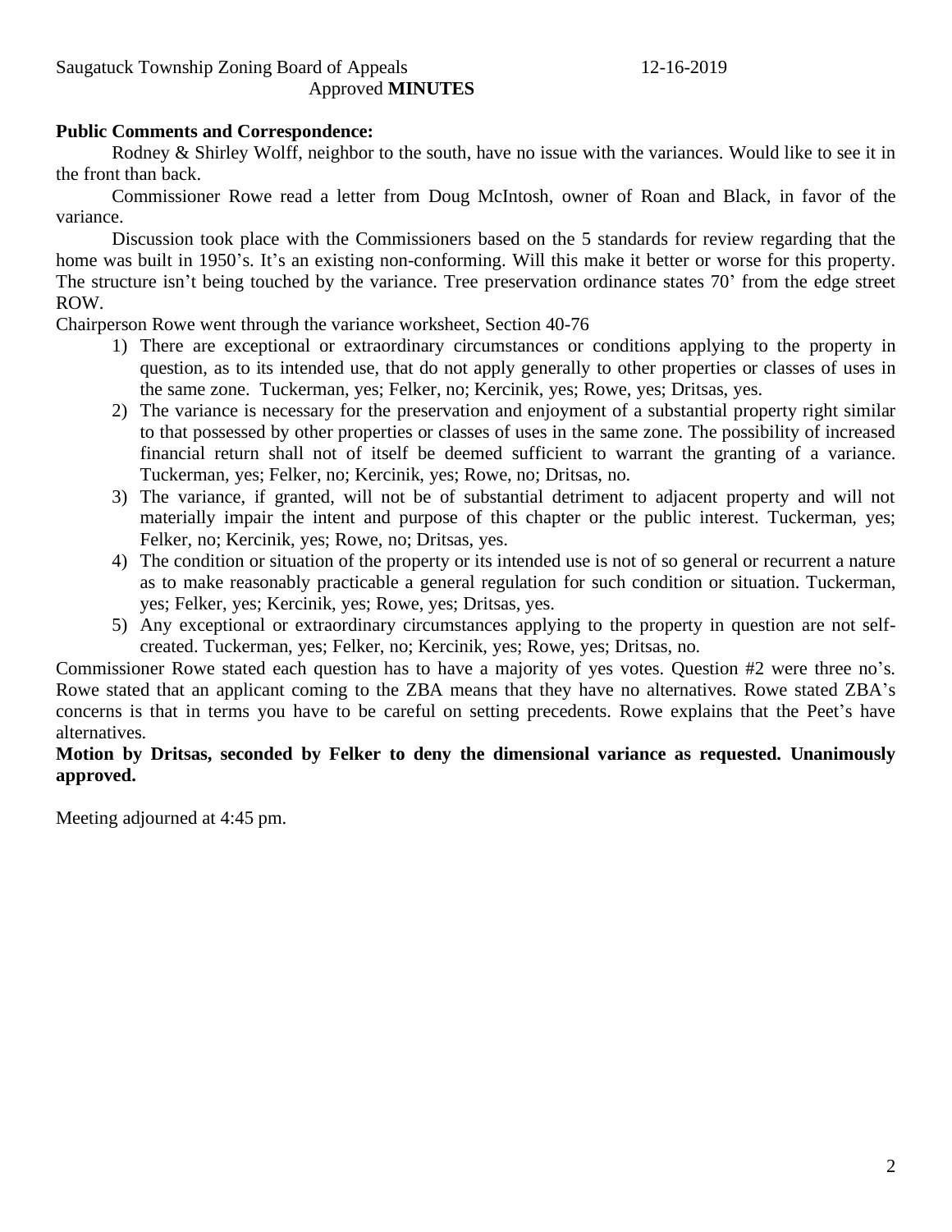**Public Comments and Correspondence:**

Rodney & Shirley Wolff, neighbor to the south, have no issue with the variances. Would like to see it in the front than back.

Commissioner Rowe read a letter from Doug McIntosh, owner of Roan and Black, in favor of the variance.

Discussion took place with the Commissioners based on the 5 standards for review regarding that the home was built in 1950's. It's an existing non-conforming. Will this make it better or worse for this property. The structure isn't being touched by the variance. Tree preservation ordinance states 70' from the edge street ROW.

Chairperson Rowe went through the variance worksheet, Section 40-76

1) There are exceptional or extraordinary circumstances or conditions applying to the property in question, as to its intended use, that do not apply generally to other properties or classes of uses in the same zone. Tuckerman, yes; Felker, no; Kercinik, yes; Rowe, yes; Dritsas, yes.
2) The variance is necessary for the preservation and enjoyment of a substantial property right similar to that possessed by other properties or classes of uses in the same zone. The possibility of increased financial return shall not of itself be deemed sufficient to warrant the granting of a variance. Tuckerman, yes; Felker, no; Kercinik, yes; Rowe, no; Dritsas, no.
3) The variance, if granted, will not be of substantial detriment to adjacent property and will not materially impair the intent and purpose of this chapter or the public interest. Tuckerman, yes; Felker, no; Kercinik, yes; Rowe, no; Dritsas, yes.
4) The condition or situation of the property or its intended use is not of so general or recurrent a nature as to make reasonably practicable a general regulation for such condition or situation. Tuckerman, yes; Felker, yes; Kercinik, yes; Rowe, yes; Dritsas, yes.
5) Any exceptional or extraordinary circumstances applying to the property in question are not self-created. Tuckerman, yes; Felker, no; Kercinik, yes; Rowe, yes; Dritsas, no.

Commissioner Rowe stated each question has to have a majority of yes votes. Question #2 were three no's. Rowe stated that an applicant coming to the ZBA means that they have no alternatives. Rowe stated ZBA's concerns is that in terms you have to be careful on setting precedents. Rowe explains that the Peet's have alternatives.

**Motion by Dritsas, seconded by Felker to deny the dimensional variance as requested. Unanimously approved.**

Meeting adjourned at 4:45 pm.